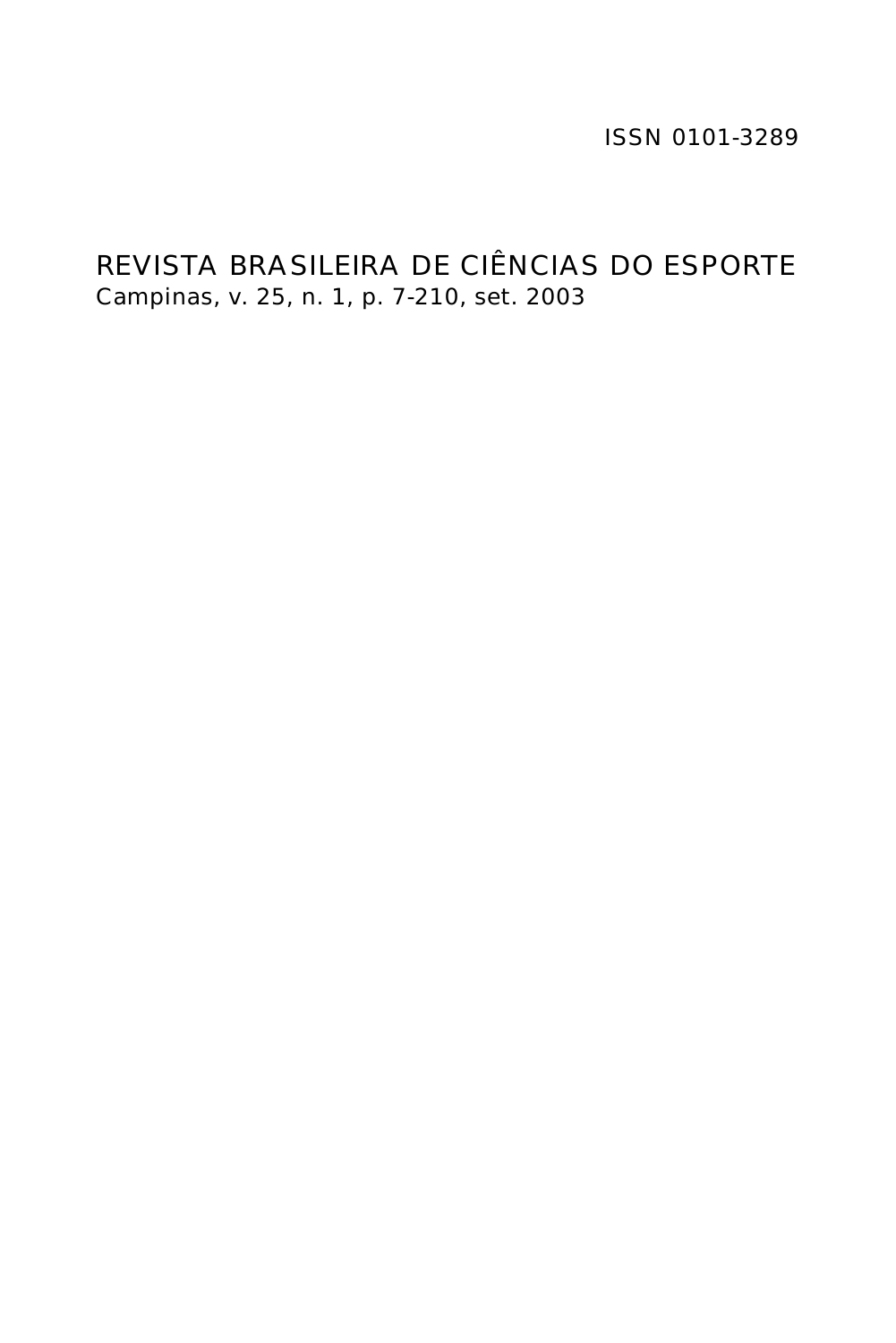ISSN 0101-3289

# REVISTA BRASILEIRA DE CIÊNCIAS DO ESPORTE

Campinas, v. 25, n. 1, p. 7-210, set. 2003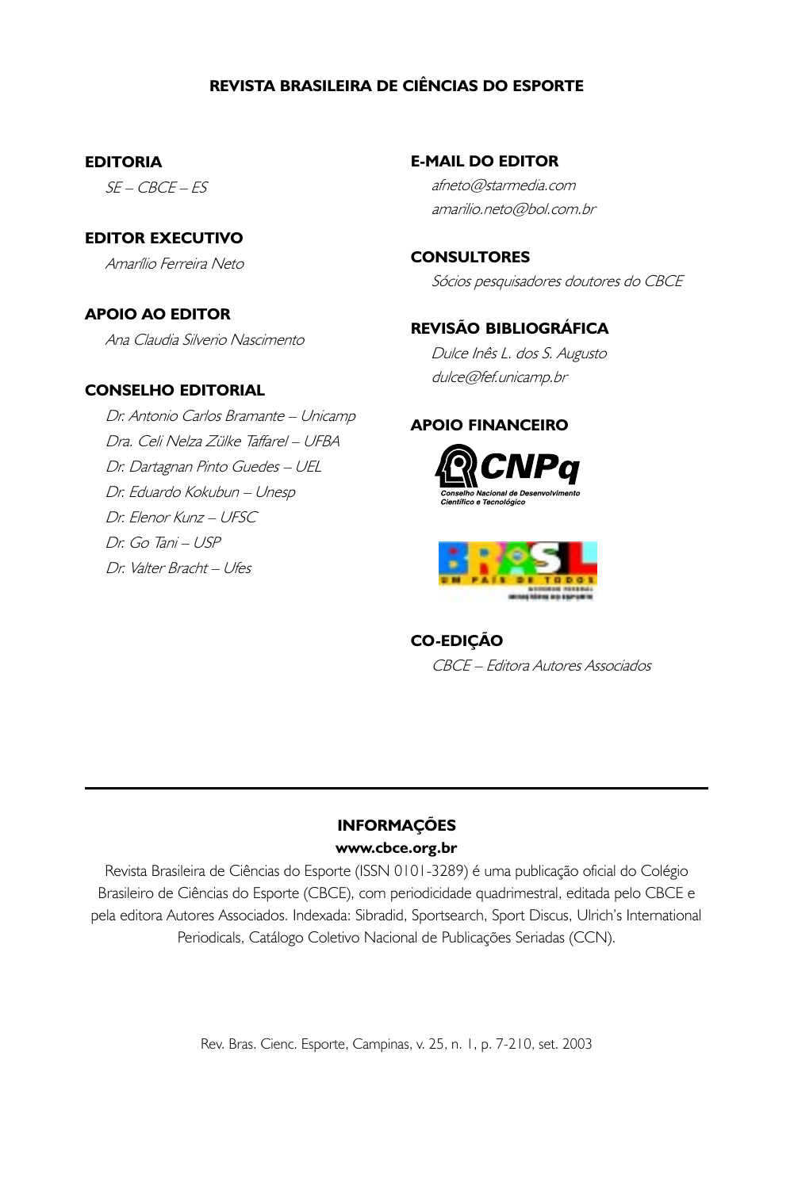# REVISTA BRASILEIRA DE CIÊNCIAS DO ESPORTE

**EDITORIA**

*SE – CBCE – ES*

**EDITOR EXECUTIVO**

*Amarílio Ferreira Neto*

**APOIO AO EDITOR**

*Ana Claudia Silverio Nascimento*

**CONSELHO EDITORIAL**

*Dr. Antonio Carlos Bramante – Unicamp*
*Dra. Celi Nelza Zülke Taffarel – UFBA*
*Dr. Dartagnan Pinto Guedes – UEL*
*Dr. Eduardo Kokubun – Unesp*
*Dr. Elenor Kunz – UFSC*
*Dr. Go Tani – USP*
*Dr. Valter Bracht – Ufes*

**E-MAIL DO EDITOR**

*afneto@starmedia.com*
*amarilio.neto@bol.com.br*

**CONSULTORES**

*Sócios pesquisadores doutores do CBCE*

**REVISÃO BIBLIOGRÁFICA**

*Dulce Inês L. dos S. Augusto*
*dulce@fef.unicamp.br*

**APOIO FINANCEIRO**

CNPq – Conselho Nacional de Desenvolvimento Científico e Tecnológico

BRASIL – UM PAÍS DE TODOS

**CO-EDIÇÃO**

*CBCE – Editora Autores Associados*

---

**INFORMAÇÕES**

**www.cbce.org.br**

Revista Brasileira de Ciências do Esporte (ISSN 0101-3289) é uma publicação oficial do Colégio Brasileiro de Ciências do Esporte (CBCE), com periodicidade quadrimestral, editada pelo CBCE e pela editora Autores Associados. Indexada: Sibradid, Sportsearch, Sport Discus, Ulrich's International Periodicals, Catálogo Coletivo Nacional de Publicações Seriadas (CCN).

Rev. Bras. Cienc. Esporte, Campinas, v. 25, n. 1, p. 7-210, set. 2003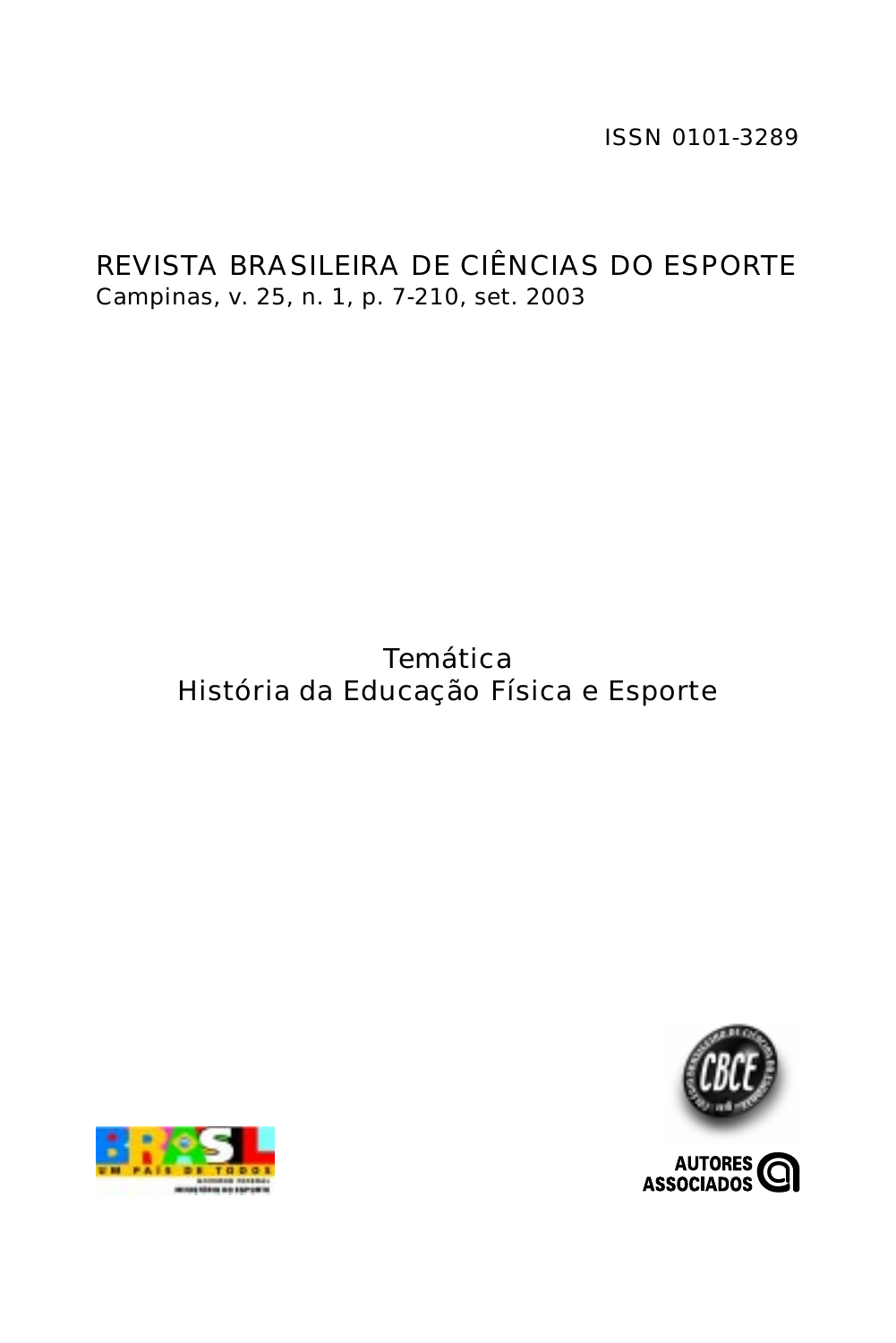ISSN 0101-3289

# REVISTA BRASILEIRA DE CIÊNCIAS DO ESPORTE

Campinas, v. 25, n. 1, p. 7-210, set. 2003

## Temática
## História da Educação Física e Esporte

AUTORES ASSOCIADOS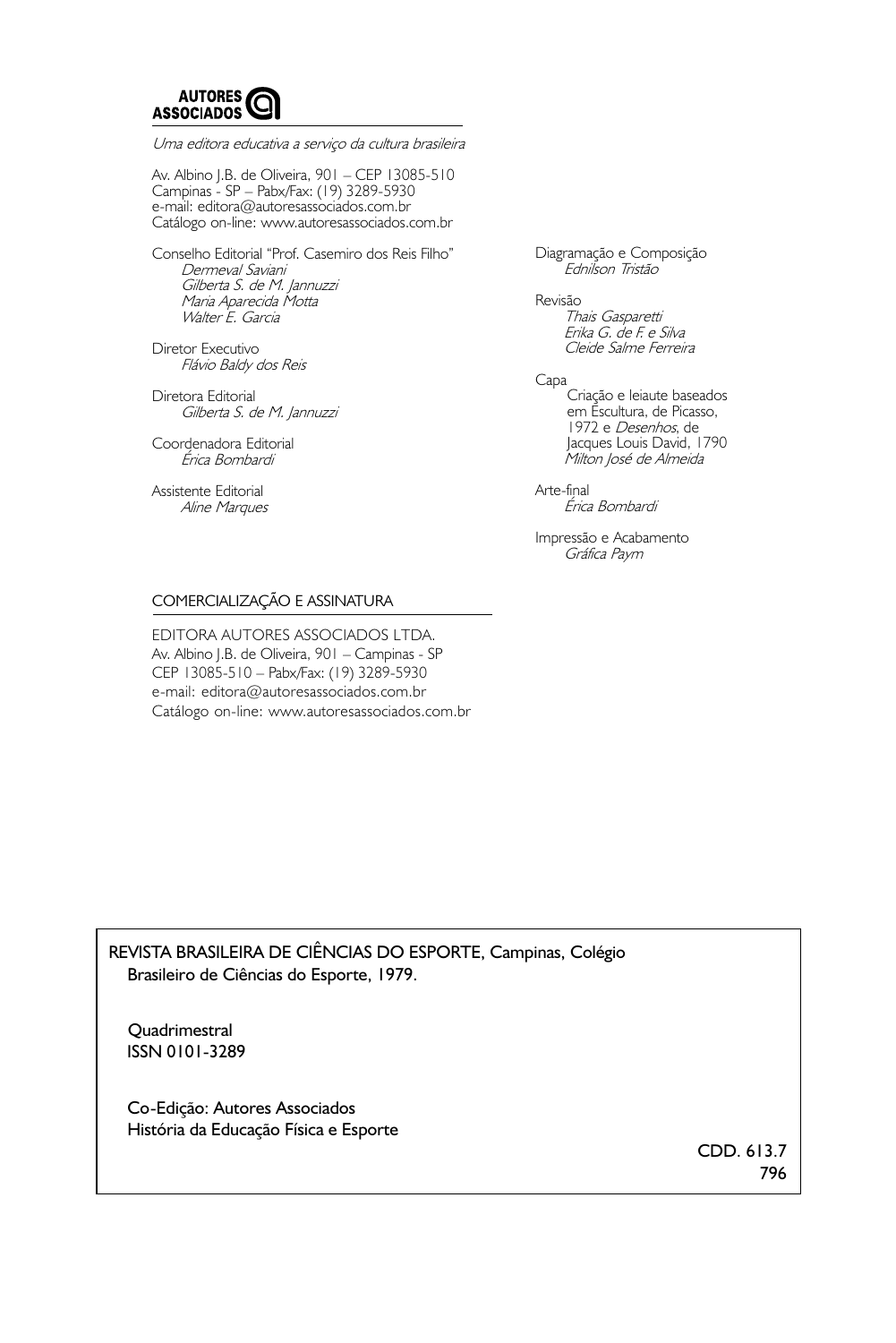**AUTORES ASSOCIADOS**

*Uma editora educativa a serviço da cultura brasileira*

Av. Albino J.B. de Oliveira, 901 – CEP 13085-510
Campinas - SP – Pabx/Fax: (19) 3289-5930
e-mail: editora@autoresassociados.com.br
Catálogo on-line: www.autoresassociados.com.br

Conselho Editorial "Prof. Casemiro dos Reis Filho"
*Dermeval Saviani*
*Gilberta S. de M. Jannuzzi*
*Maria Aparecida Motta*
*Walter E. Garcia*

Diretor Executivo
*Flávio Baldy dos Reis*

Diretora Editorial
*Gilberta S. de M. Jannuzzi*

Coordenadora Editorial
*Érica Bombardi*

Assistente Editorial
*Aline Marques*

Diagramação e Composição
*Ednilson Tristão*

Revisão
*Thais Gasparetti*
*Erika G. de F. e Silva*
*Cleide Salme Ferreira*

Capa
Criação e leiaute baseados em Escultura, de Picasso, 1972 e *Desenhos*, de Jacques Louis David, 1790
*Milton José de Almeida*

Arte-final
*Érica Bombardi*

Impressão e Acabamento
*Gráfica Paym*

COMERCIALIZAÇÃO E ASSINATURA

EDITORA AUTORES ASSOCIADOS LTDA.
Av. Albino J.B. de Oliveira, 901 – Campinas - SP
CEP 13085-510 – Pabx/Fax: (19) 3289-5930
e-mail: editora@autoresassociados.com.br
Catálogo on-line: www.autoresassociados.com.br

REVISTA BRASILEIRA DE CIÊNCIAS DO ESPORTE, Campinas, Colégio Brasileiro de Ciências do Esporte, 1979.

Quadrimestral
ISSN 0101-3289

Co-Edição: Autores Associados
História da Educação Física e Esporte

CDD. 613.7
796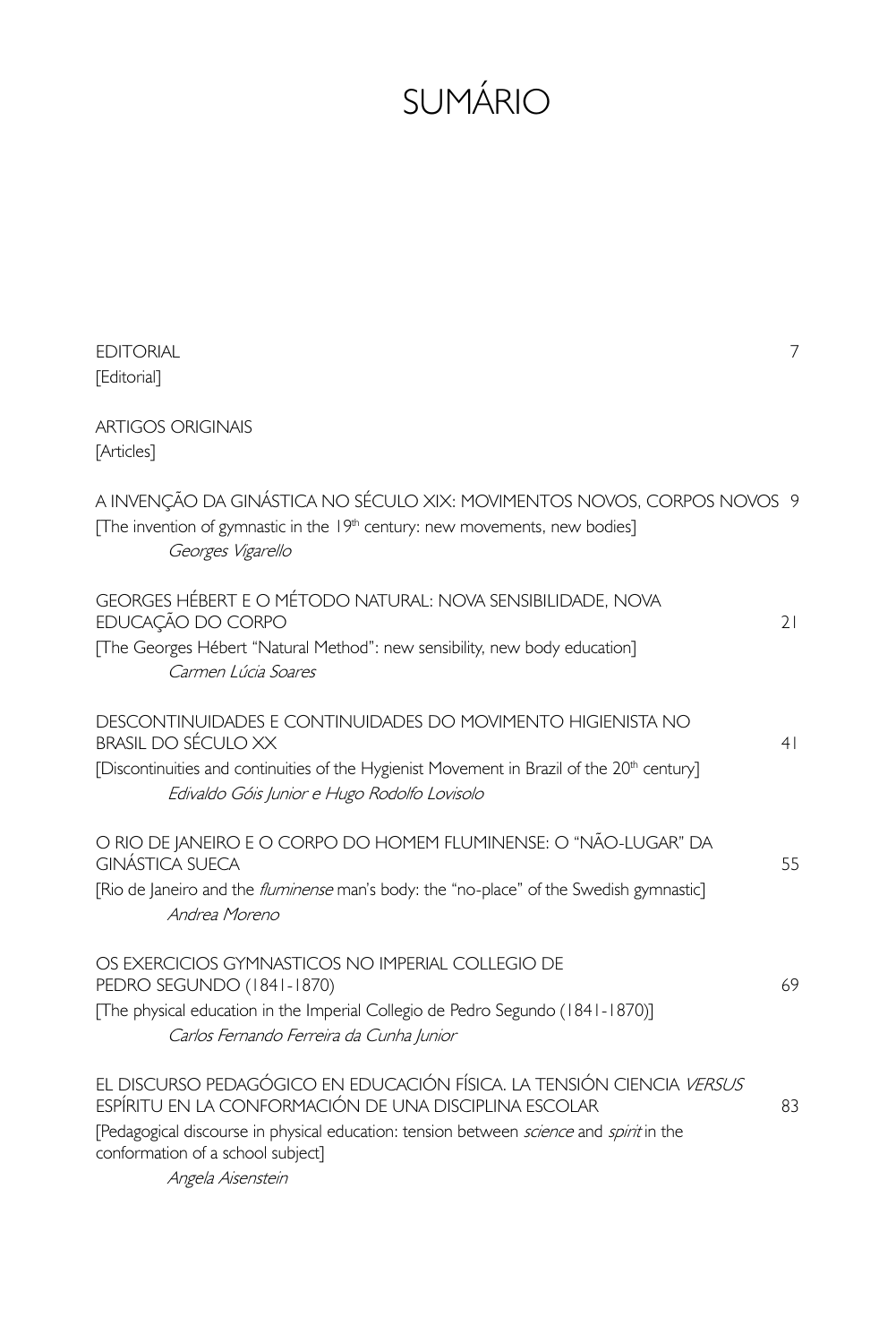# SUMÁRIO

EDITORIAL 7
[Editorial]

ARTIGOS ORIGINAIS
[Articles]

A INVENÇÃO DA GINÁSTICA NO SÉCULO XIX: MOVIMENTOS NOVOS, CORPOS NOVOS 9
[The invention of gymnastic in the 19th century: new movements, new bodies]
*Georges Vigarello*

GEORGES HÉBERT E O MÉTODO NATURAL: NOVA SENSIBILIDADE, NOVA EDUCAÇÃO DO CORPO 21
[The Georges Hébert "Natural Method": new sensibility, new body education]
*Carmen Lúcia Soares*

DESCONTINUIDADES E CONTINUIDADES DO MOVIMENTO HIGIENISTA NO BRASIL DO SÉCULO XX 41
[Discontinuities and continuities of the Hygienist Movement in Brazil of the 20th century]
*Edivaldo Góis Junior e Hugo Rodolfo Lovisolo*

O RIO DE JANEIRO E O CORPO DO HOMEM FLUMINENSE: O "NÃO-LUGAR" DA GINÁSTICA SUECA 55
[Rio de Janeiro and the *fluminense* man's body: the "no-place" of the Swedish gymnastic]
*Andrea Moreno*

OS EXERCICIOS GYMNASTICOS NO IMPERIAL COLLEGIO DE PEDRO SEGUNDO (1841-1870) 69
[The physical education in the Imperial Collegio de Pedro Segundo (1841-1870)]
*Carlos Fernando Ferreira da Cunha Junior*

EL DISCURSO PEDAGÓGICO EN EDUCACIÓN FÍSICA. LA TENSIÓN CIENCIA *VERSUS* ESPÍRITU EN LA CONFORMACIÓN DE UNA DISCIPLINA ESCOLAR 83
[Pedagogical discourse in physical education: tension between *science* and *spirit* in the conformation of a school subject]
*Angela Aisenstein*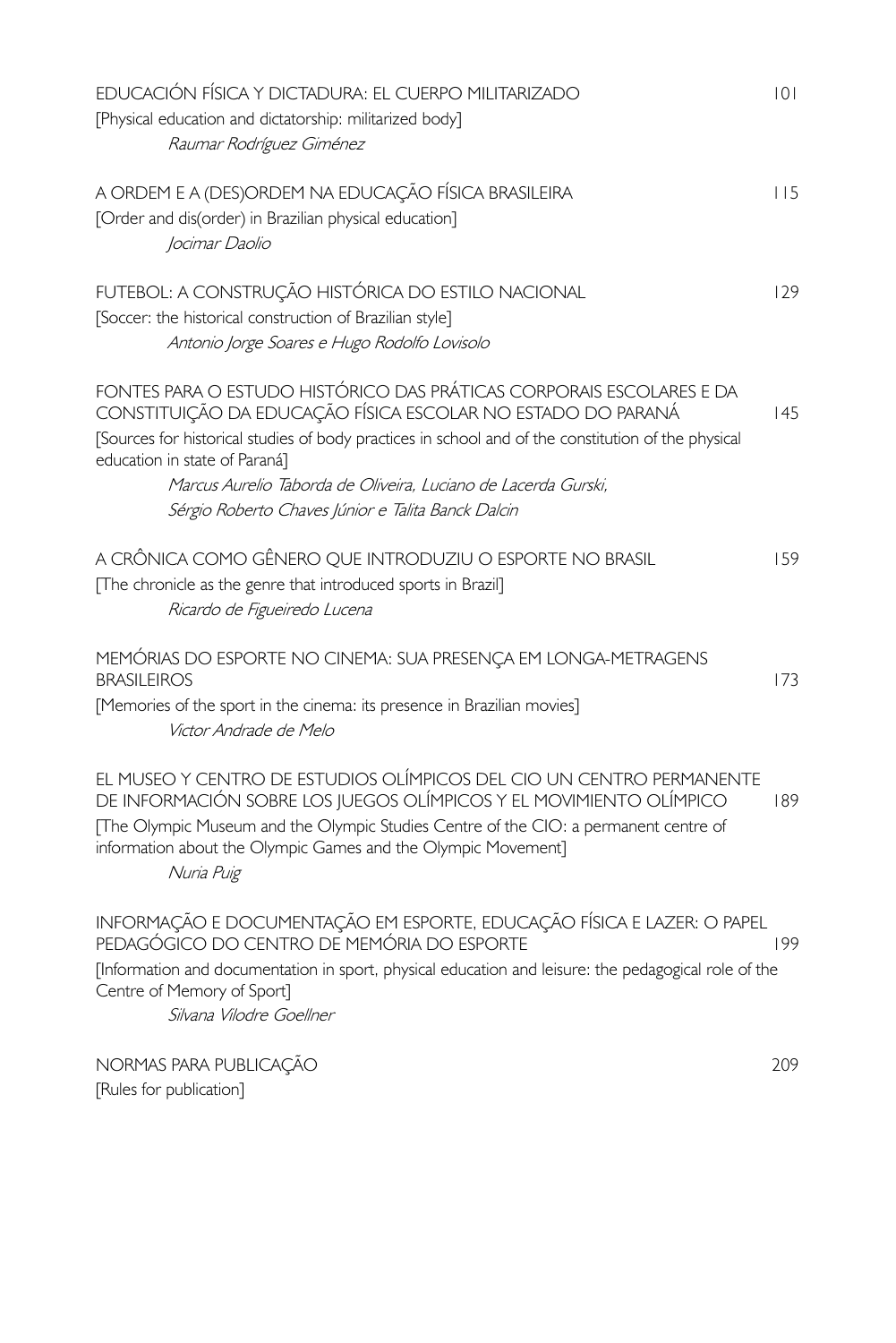EDUCACIÓN FÍSICA Y DICTADURA: EL CUERPO MILITARIZADO 101
[Physical education and dictatorship: militarized body]
*Raumar Rodríguez Giménez*

A ORDEM E A (DES)ORDEM NA EDUCAÇÃO FÍSICA BRASILEIRA 115
[Order and dis(order) in Brazilian physical education]
*Jocimar Daolio*

FUTEBOL: A CONSTRUÇÃO HISTÓRICA DO ESTILO NACIONAL 129
[Soccer: the historical construction of Brazilian style]
*Antonio Jorge Soares e Hugo Rodolfo Lovisolo*

FONTES PARA O ESTUDO HISTÓRICO DAS PRÁTICAS CORPORAIS ESCOLARES E DA CONSTITUIÇÃO DA EDUCAÇÃO FÍSICA ESCOLAR NO ESTADO DO PARANÁ 145
[Sources for historical studies of body practices in school and of the constitution of the physical education in state of Paraná]
*Marcus Aurelio Taborda de Oliveira, Luciano de Lacerda Gurski, Sérgio Roberto Chaves Júnior e Talita Banck Dalcin*

A CRÔNICA COMO GÊNERO QUE INTRODUZIU O ESPORTE NO BRASIL 159
[The chronicle as the genre that introduced sports in Brazil]
*Ricardo de Figueiredo Lucena*

MEMÓRIAS DO ESPORTE NO CINEMA: SUA PRESENÇA EM LONGA-METRAGENS BRASILEIROS 173
[Memories of the sport in the cinema: its presence in Brazilian movies]
*Victor Andrade de Melo*

EL MUSEO Y CENTRO DE ESTUDIOS OLÍMPICOS DEL CIO UN CENTRO PERMANENTE DE INFORMACIÓN SOBRE LOS JUEGOS OLÍMPICOS Y EL MOVIMIENTO OLÍMPICO 189
[The Olympic Museum and the Olympic Studies Centre of the CIO: a permanent centre of information about the Olympic Games and the Olympic Movement]
*Nuria Puig*

INFORMAÇÃO E DOCUMENTAÇÃO EM ESPORTE, EDUCAÇÃO FÍSICA E LAZER: O PAPEL PEDAGÓGICO DO CENTRO DE MEMÓRIA DO ESPORTE 199
[Information and documentation in sport, physical education and leisure: the pedagogical role of the Centre of Memory of Sport]
*Silvana Vilodre Goellner*

NORMAS PARA PUBLICAÇÃO 209
[Rules for publication]